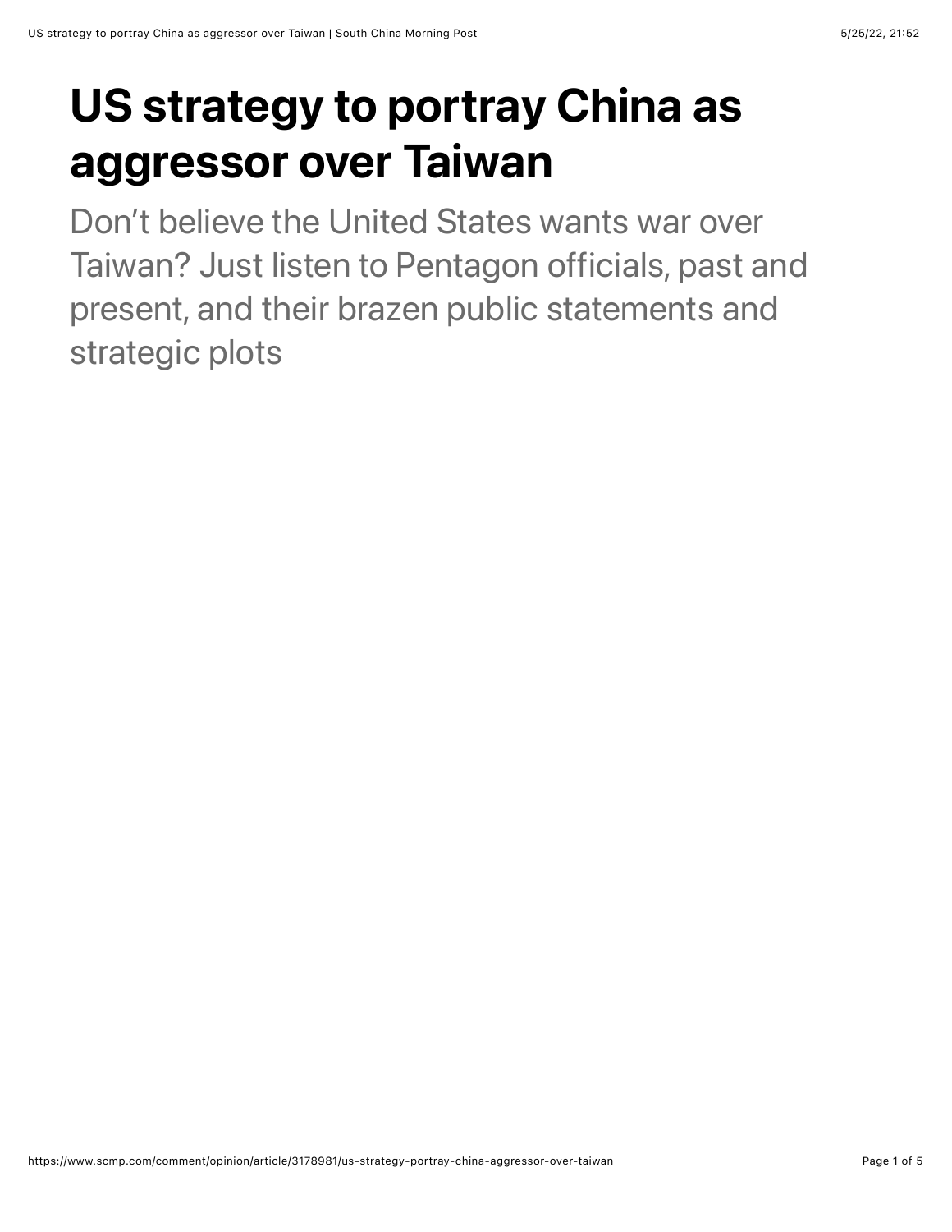# US strategy to portray China as aggressor over Taiwan

Don’t believe the United States wants war over Taiwan? Just listen to Pentagon officials, past and present, and their brazen public statements and strategic plots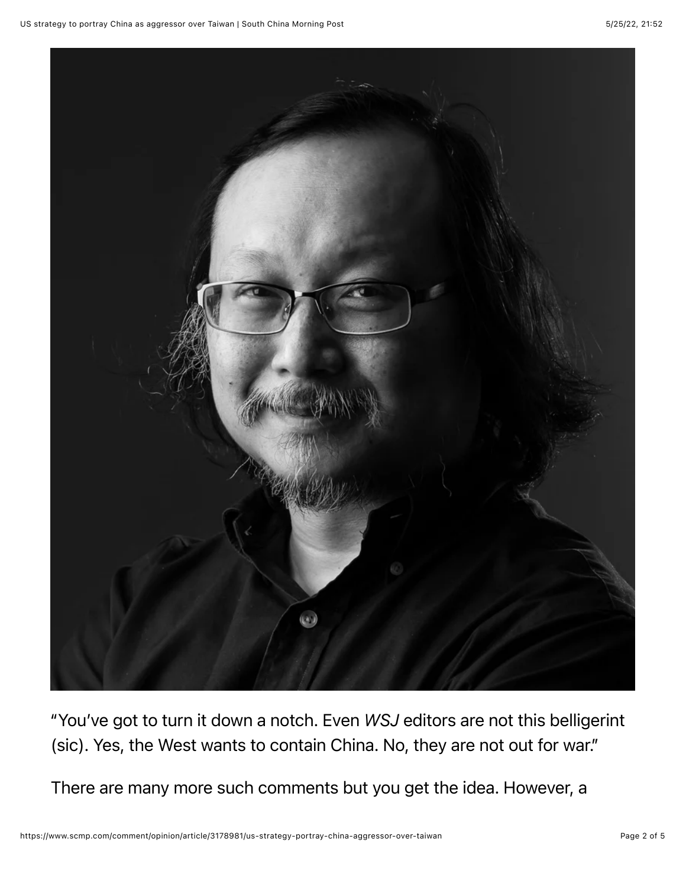"You've got to turn it down a notch. Even *WSJ* editors are not this belligerint (sic). Yes, the West wants to contain China. No, they are not out for war."

There are many more such comments but you get the idea. However, a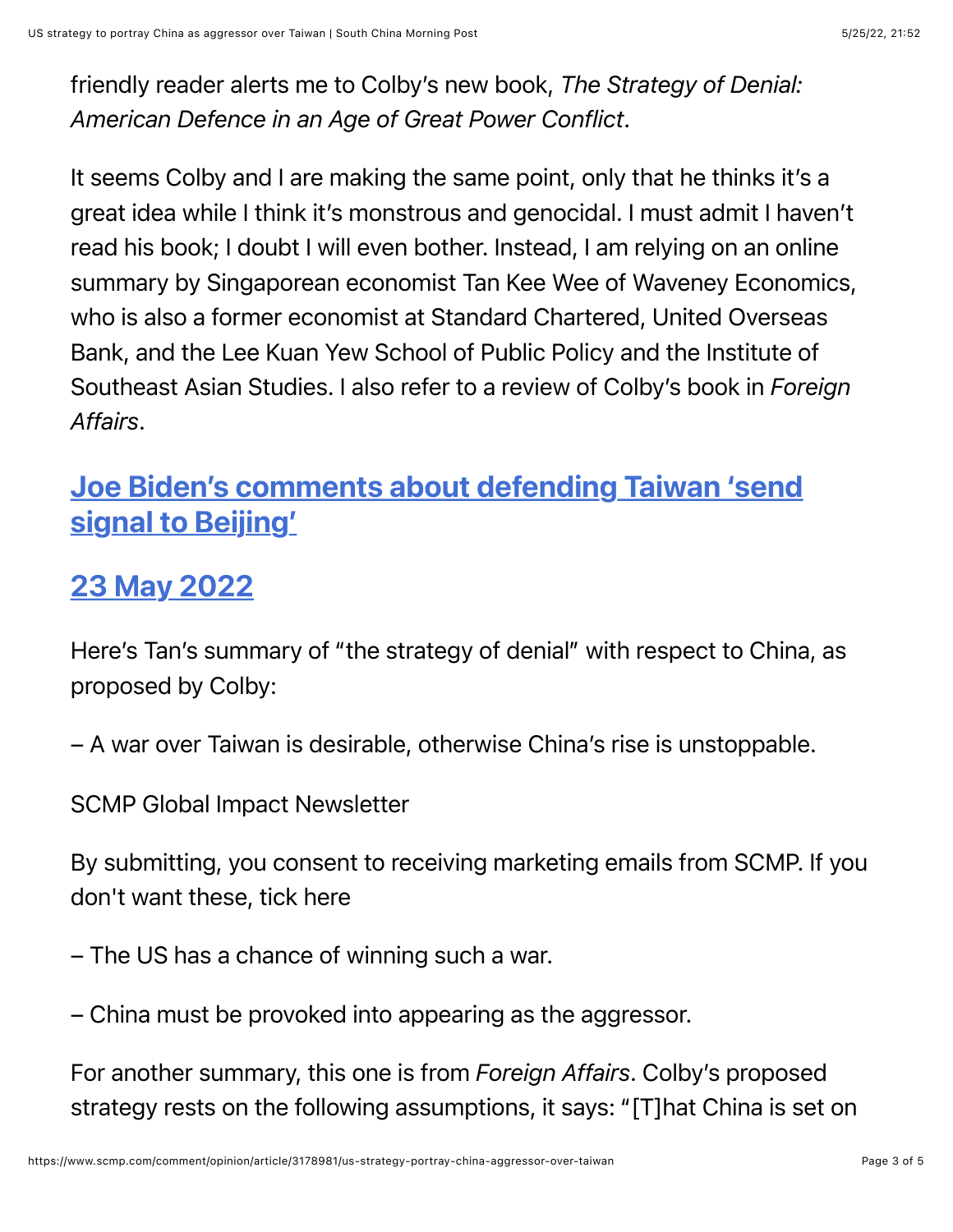friendly reader alerts me to Colby's new book, *The Strategy of Denial: American Defence in an Age of Great Power Conflict*.

It seems Colby and I are making the same point, only that he thinks it's a great idea while I think it's monstrous and genocidal. I must admit I haven't read his book; I doubt I will even bother. Instead, I am relying on an online summary by Singaporean economist Tan Kee Wee of Waveney Economics, who is also a former economist at Standard Chartered, United Overseas Bank, and the Lee Kuan Yew School of Public Policy and the Institute of Southeast Asian Studies. I also refer to a review of Colby's book in *Foreign Affairs*.

## Joe Biden's comments about defending Taiwan 'send signal to Beijing'

## 23 May 2022

Here's Tan's summary of "the strategy of denial" with respect to China, as proposed by Colby:

– A war over Taiwan is desirable, otherwise China's rise is unstoppable.

SCMP Global Impact Newsletter

By submitting, you consent to receiving marketing emails from SCMP. If you don't want these, tick here

– The US has a chance of winning such a war.

– China must be provoked into appearing as the aggressor.

For another summary, this one is from *Foreign Affairs*. Colby's proposed strategy rests on the following assumptions, it says: "[T]hat China is set on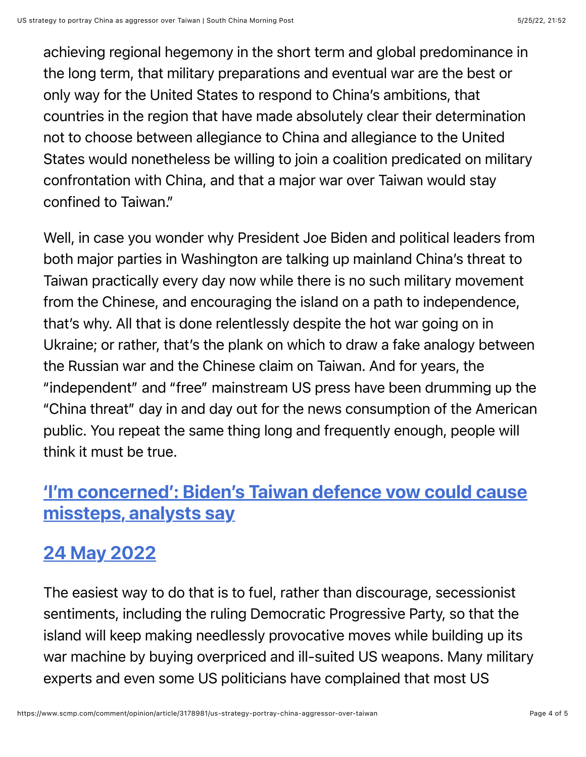achieving regional hegemony in the short term and global predominance in the long term, that military preparations and eventual war are the best or only way for the United States to respond to China's ambitions, that countries in the region that have made absolutely clear their determination not to choose between allegiance to China and allegiance to the United States would nonetheless be willing to join a coalition predicated on military confrontation with China, and that a major war over Taiwan would stay confined to Taiwan."

Well, in case you wonder why President Joe Biden and political leaders from both major parties in Washington are talking up mainland China's threat to Taiwan practically every day now while there is no such military movement from the Chinese, and encouraging the island on a path to independence, that's why. All that is done relentlessly despite the hot war going on in Ukraine; or rather, that's the plank on which to draw a fake analogy between the Russian war and the Chinese claim on Taiwan. And for years, the "independent" and "free" mainstream US press have been drumming up the "China threat" day in and day out for the news consumption of the American public. You repeat the same thing long and frequently enough, people will think it must be true.

## 'I'm concerned': Biden's Taiwan defence vow could cause missteps, analysts say

## 24 May 2022

The easiest way to do that is to fuel, rather than discourage, secessionist sentiments, including the ruling Democratic Progressive Party, so that the island will keep making needlessly provocative moves while building up its war machine by buying overpriced and ill-suited US weapons. Many military experts and even some US politicians have complained that most US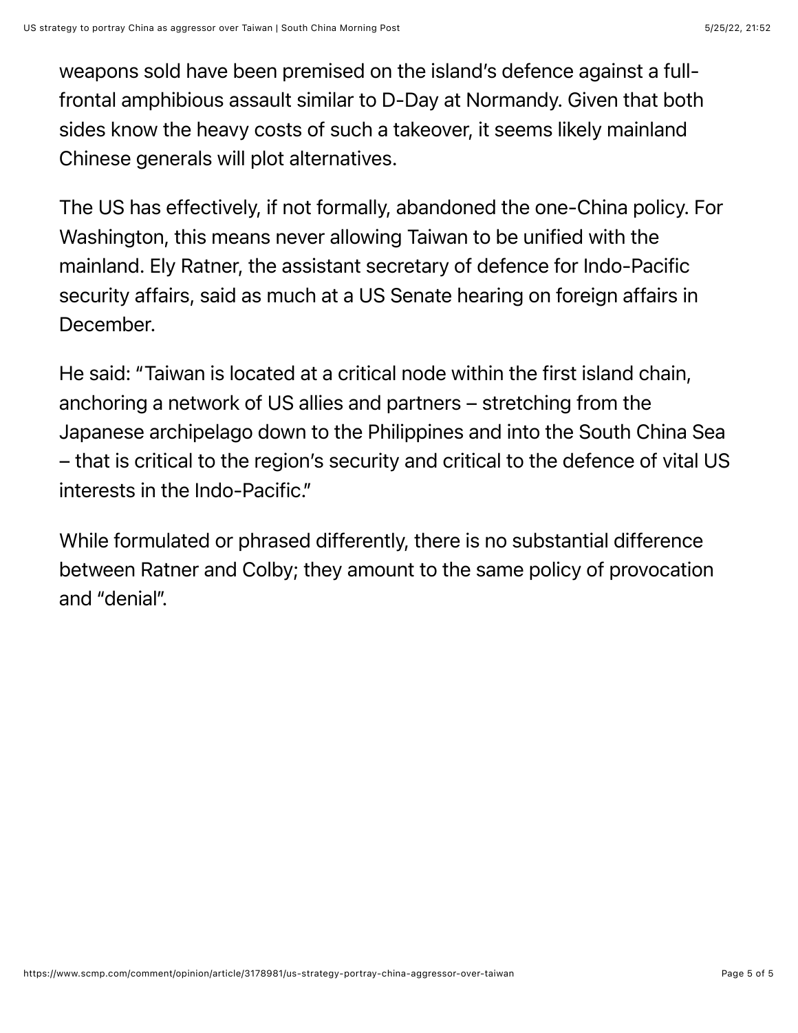weapons sold have been premised on the island's defence against a full-frontal amphibious assault similar to D-Day at Normandy. Given that both sides know the heavy costs of such a takeover, it seems likely mainland Chinese generals will plot alternatives.

The US has effectively, if not formally, abandoned the one-China policy. For Washington, this means never allowing Taiwan to be unified with the mainland. Ely Ratner, the assistant secretary of defence for Indo-Pacific security affairs, said as much at a US Senate hearing on foreign affairs in December.

He said: "Taiwan is located at a critical node within the first island chain, anchoring a network of US allies and partners – stretching from the Japanese archipelago down to the Philippines and into the South China Sea – that is critical to the region's security and critical to the defence of vital US interests in the Indo-Pacific."

While formulated or phrased differently, there is no substantial difference between Ratner and Colby; they amount to the same policy of provocation and "denial".